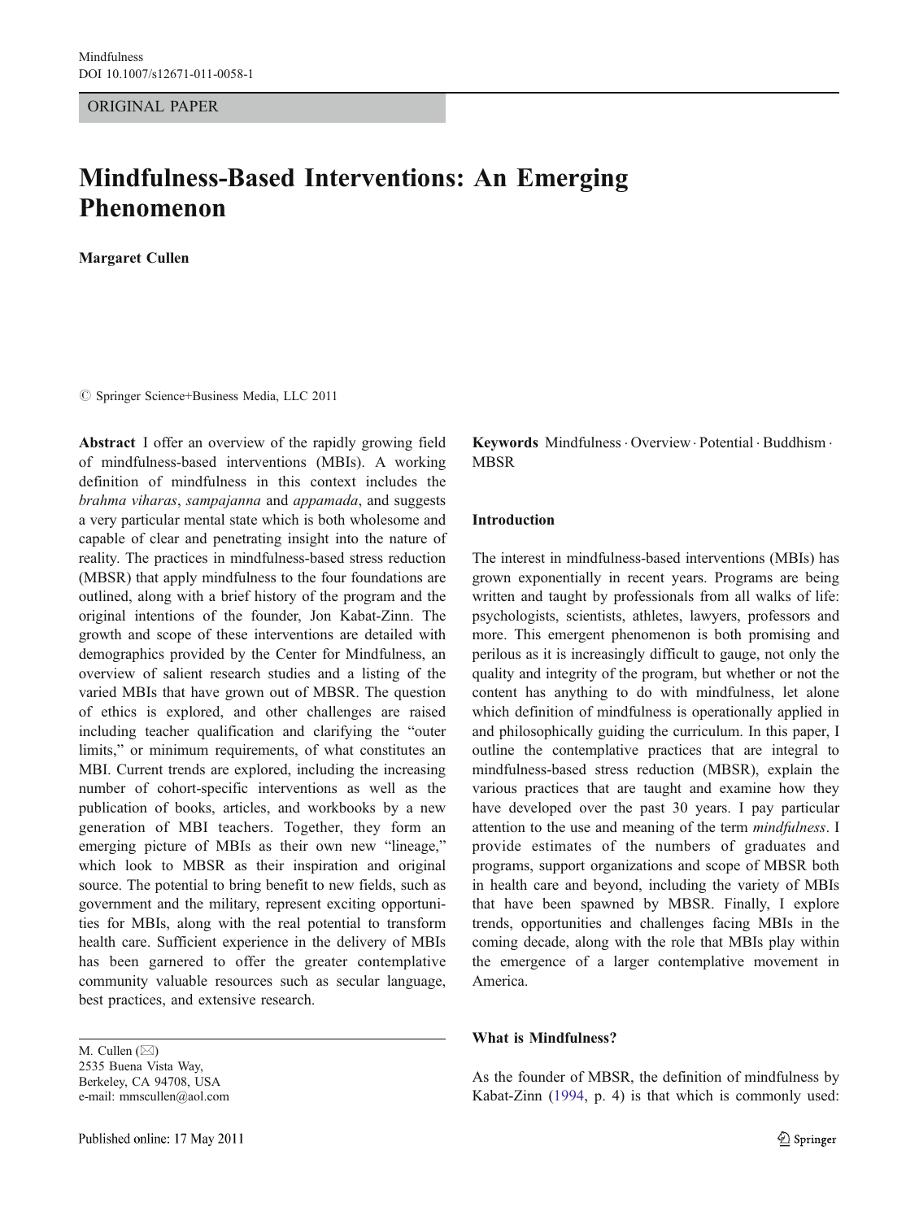Mindfulness
DOI 10.1007/s12671-011-0058-1

ORIGINAL PAPER

# Mindfulness-Based Interventions: An Emerging Phenomenon

**Margaret Cullen**

© Springer Science+Business Media, LLC 2011

**Abstract** I offer an overview of the rapidly growing field of mindfulness-based interventions (MBIs). A working definition of mindfulness in this context includes the *brahma viharas*, *sampajanna* and *appamada*, and suggests a very particular mental state which is both wholesome and capable of clear and penetrating insight into the nature of reality. The practices in mindfulness-based stress reduction (MBSR) that apply mindfulness to the four foundations are outlined, along with a brief history of the program and the original intentions of the founder, Jon Kabat-Zinn. The growth and scope of these interventions are detailed with demographics provided by the Center for Mindfulness, an overview of salient research studies and a listing of the varied MBIs that have grown out of MBSR. The question of ethics is explored, and other challenges are raised including teacher qualification and clarifying the "outer limits," or minimum requirements, of what constitutes an MBI. Current trends are explored, including the increasing number of cohort-specific interventions as well as the publication of books, articles, and workbooks by a new generation of MBI teachers. Together, they form an emerging picture of MBIs as their own new "lineage," which look to MBSR as their inspiration and original source. The potential to bring benefit to new fields, such as government and the military, represent exciting opportunities for MBIs, along with the real potential to transform health care. Sufficient experience in the delivery of MBIs has been garnered to offer the greater contemplative community valuable resources such as secular language, best practices, and extensive research.

**Keywords** Mindfulness · Overview · Potential · Buddhism · MBSR

M. Cullen (✉)
2535 Buena Vista Way,
Berkeley, CA 94708, USA
e-mail: mmscullen@aol.com

Published online: 17 May 2011

## Introduction

The interest in mindfulness-based interventions (MBIs) has grown exponentially in recent years. Programs are being written and taught by professionals from all walks of life: psychologists, scientists, athletes, lawyers, professors and more. This emergent phenomenon is both promising and perilous as it is increasingly difficult to gauge, not only the quality and integrity of the program, but whether or not the content has anything to do with mindfulness, let alone which definition of mindfulness is operationally applied in and philosophically guiding the curriculum. In this paper, I outline the contemplative practices that are integral to mindfulness-based stress reduction (MBSR), explain the various practices that are taught and examine how they have developed over the past 30 years. I pay particular attention to the use and meaning of the term *mindfulness*. I provide estimates of the numbers of graduates and programs, support organizations and scope of MBSR both in health care and beyond, including the variety of MBIs that have been spawned by MBSR. Finally, I explore trends, opportunities and challenges facing MBIs in the coming decade, along with the role that MBIs play within the emergence of a larger contemplative movement in America.

## What is Mindfulness?

As the founder of MBSR, the definition of mindfulness by Kabat-Zinn (1994, p. 4) is that which is commonly used: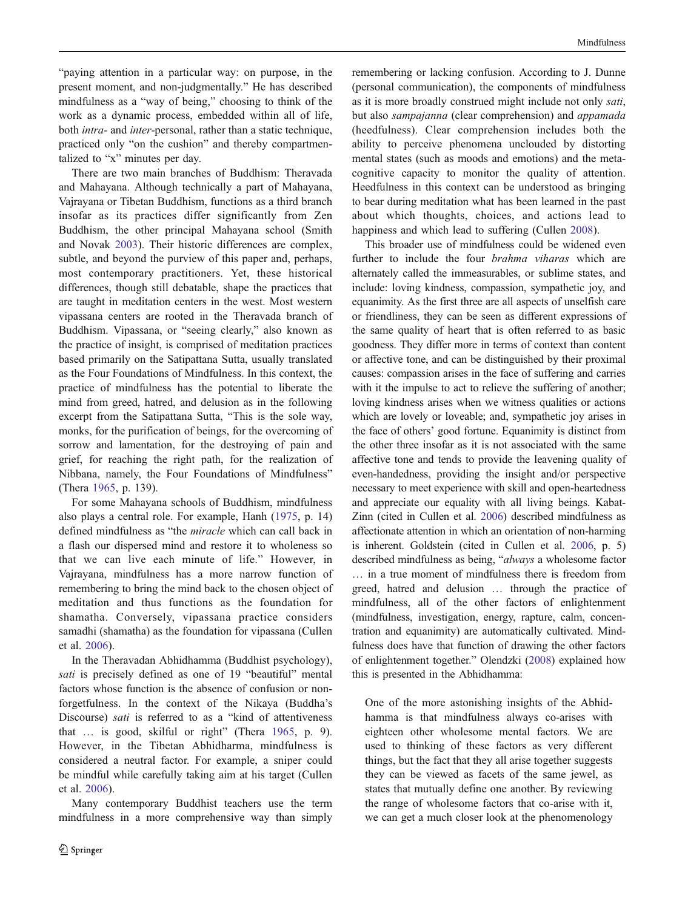"paying attention in a particular way: on purpose, in the present moment, and non-judgmentally." He has described mindfulness as a "way of being," choosing to think of the work as a dynamic process, embedded within all of life, both *intra-* and *inter*-personal, rather than a static technique, practiced only "on the cushion" and thereby compartmentalized to "x" minutes per day.

There are two main branches of Buddhism: Theravada and Mahayana. Although technically a part of Mahayana, Vajrayana or Tibetan Buddhism, functions as a third branch insofar as its practices differ significantly from Zen Buddhism, the other principal Mahayana school (Smith and Novak 2003). Their historic differences are complex, subtle, and beyond the purview of this paper and, perhaps, most contemporary practitioners. Yet, these historical differences, though still debatable, shape the practices that are taught in meditation centers in the west. Most western vipassana centers are rooted in the Theravada branch of Buddhism. Vipassana, or "seeing clearly," also known as the practice of insight, is comprised of meditation practices based primarily on the Satipattana Sutta, usually translated as the Four Foundations of Mindfulness. In this context, the practice of mindfulness has the potential to liberate the mind from greed, hatred, and delusion as in the following excerpt from the Satipattana Sutta, "This is the sole way, monks, for the purification of beings, for the overcoming of sorrow and lamentation, for the destroying of pain and grief, for reaching the right path, for the realization of Nibbana, namely, the Four Foundations of Mindfulness" (Thera 1965, p. 139).

For some Mahayana schools of Buddhism, mindfulness also plays a central role. For example, Hanh (1975, p. 14) defined mindfulness as "the *miracle* which can call back in a flash our dispersed mind and restore it to wholeness so that we can live each minute of life." However, in Vajrayana, mindfulness has a more narrow function of remembering to bring the mind back to the chosen object of meditation and thus functions as the foundation for shamatha. Conversely, vipassana practice considers samadhi (shamatha) as the foundation for vipassana (Cullen et al. 2006).

In the Theravadan Abhidhamma (Buddhist psychology), *sati* is precisely defined as one of 19 "beautiful" mental factors whose function is the absence of confusion or non-forgetfulness. In the context of the Nikaya (Buddha's Discourse) *sati* is referred to as a "kind of attentiveness that … is good, skilful or right" (Thera 1965, p. 9). However, in the Tibetan Abhidharma, mindfulness is considered a neutral factor. For example, a sniper could be mindful while carefully taking aim at his target (Cullen et al. 2006).

Many contemporary Buddhist teachers use the term mindfulness in a more comprehensive way than simply remembering or lacking confusion. According to J. Dunne (personal communication), the components of mindfulness as it is more broadly construed might include not only *sati*, but also *sampajanna* (clear comprehension) and *appamada* (heedfulness). Clear comprehension includes both the ability to perceive phenomena unclouded by distorting mental states (such as moods and emotions) and the meta-cognitive capacity to monitor the quality of attention. Heedfulness in this context can be understood as bringing to bear during meditation what has been learned in the past about which thoughts, choices, and actions lead to happiness and which lead to suffering (Cullen 2008).

This broader use of mindfulness could be widened even further to include the four *brahma viharas* which are alternately called the immeasurables, or sublime states, and include: loving kindness, compassion, sympathetic joy, and equanimity. As the first three are all aspects of unselfish care or friendliness, they can be seen as different expressions of the same quality of heart that is often referred to as basic goodness. They differ more in terms of context than content or affective tone, and can be distinguished by their proximal causes: compassion arises in the face of suffering and carries with it the impulse to act to relieve the suffering of another; loving kindness arises when we witness qualities or actions which are lovely or loveable; and, sympathetic joy arises in the face of others' good fortune. Equanimity is distinct from the other three insofar as it is not associated with the same affective tone and tends to provide the leavening quality of even-handedness, providing the insight and/or perspective necessary to meet experience with skill and open-heartedness and appreciate our equality with all living beings. Kabat-Zinn (cited in Cullen et al. 2006) described mindfulness as affectionate attention in which an orientation of non-harming is inherent. Goldstein (cited in Cullen et al. 2006, p. 5) described mindfulness as being, "*always* a wholesome factor … in a true moment of mindfulness there is freedom from greed, hatred and delusion … through the practice of mindfulness, all of the other factors of enlightenment (mindfulness, investigation, energy, rapture, calm, concentration and equanimity) are automatically cultivated. Mindfulness does have that function of drawing the other factors of enlightenment together." Olendzki (2008) explained how this is presented in the Abhidhamma:

> One of the more astonishing insights of the Abhidhamma is that mindfulness always co-arises with eighteen other wholesome mental factors. We are used to thinking of these factors as very different things, but the fact that they all arise together suggests they can be viewed as facets of the same jewel, as states that mutually define one another. By reviewing the range of wholesome factors that co-arise with it, we can get a much closer look at the phenomenology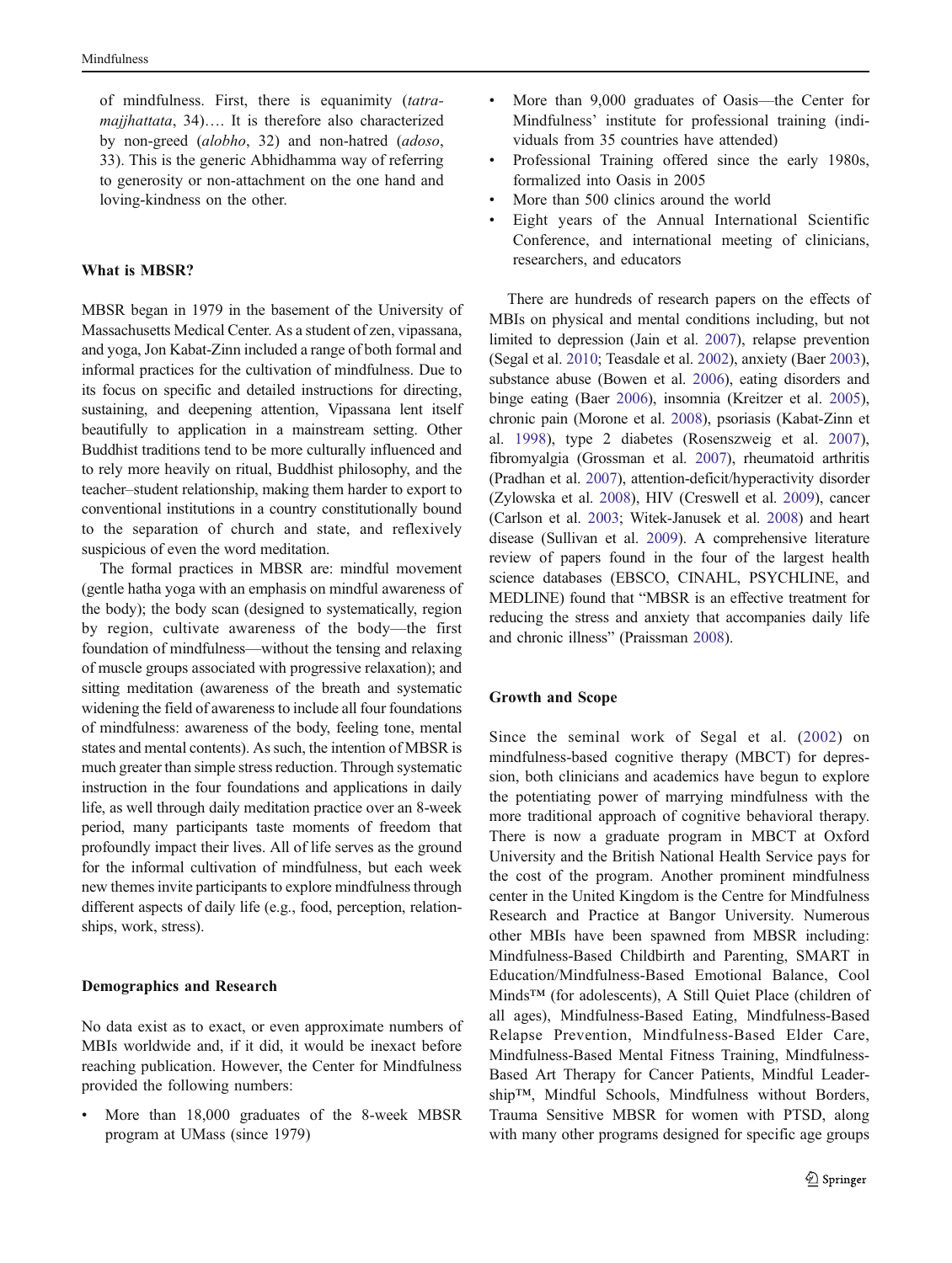of mindfulness. First, there is equanimity (*tatra-majjhattata*, 34)…. It is therefore also characterized by non-greed (*alobho*, 32) and non-hatred (*adoso*, 33). This is the generic Abhidhamma way of referring to generosity or non-attachment on the one hand and loving-kindness on the other.

### What is MBSR?

MBSR began in 1979 in the basement of the University of Massachusetts Medical Center. As a student of zen, vipassana, and yoga, Jon Kabat-Zinn included a range of both formal and informal practices for the cultivation of mindfulness. Due to its focus on specific and detailed instructions for directing, sustaining, and deepening attention, Vipassana lent itself beautifully to application in a mainstream setting. Other Buddhist traditions tend to be more culturally influenced and to rely more heavily on ritual, Buddhist philosophy, and the teacher–student relationship, making them harder to export to conventional institutions in a country constitutionally bound to the separation of church and state, and reflexively suspicious of even the word meditation.

The formal practices in MBSR are: mindful movement (gentle hatha yoga with an emphasis on mindful awareness of the body); the body scan (designed to systematically, region by region, cultivate awareness of the body—the first foundation of mindfulness—without the tensing and relaxing of muscle groups associated with progressive relaxation); and sitting meditation (awareness of the breath and systematic widening the field of awareness to include all four foundations of mindfulness: awareness of the body, feeling tone, mental states and mental contents). As such, the intention of MBSR is much greater than simple stress reduction. Through systematic instruction in the four foundations and applications in daily life, as well through daily meditation practice over an 8-week period, many participants taste moments of freedom that profoundly impact their lives. All of life serves as the ground for the informal cultivation of mindfulness, but each week new themes invite participants to explore mindfulness through different aspects of daily life (e.g., food, perception, relationships, work, stress).

### Demographics and Research

No data exist as to exact, or even approximate numbers of MBIs worldwide and, if it did, it would be inexact before reaching publication. However, the Center for Mindfulness provided the following numbers:

- More than 18,000 graduates of the 8-week MBSR program at UMass (since 1979)
- More than 9,000 graduates of Oasis—the Center for Mindfulness' institute for professional training (individuals from 35 countries have attended)
- Professional Training offered since the early 1980s, formalized into Oasis in 2005
- More than 500 clinics around the world
- Eight years of the Annual International Scientific Conference, and international meeting of clinicians, researchers, and educators

There are hundreds of research papers on the effects of MBIs on physical and mental conditions including, but not limited to depression (Jain et al. 2007), relapse prevention (Segal et al. 2010; Teasdale et al. 2002), anxiety (Baer 2003), substance abuse (Bowen et al. 2006), eating disorders and binge eating (Baer 2006), insomnia (Kreitzer et al. 2005), chronic pain (Morone et al. 2008), psoriasis (Kabat-Zinn et al. 1998), type 2 diabetes (Rosenszweig et al. 2007), fibromyalgia (Grossman et al. 2007), rheumatoid arthritis (Pradhan et al. 2007), attention-deficit/hyperactivity disorder (Zylowska et al. 2008), HIV (Creswell et al. 2009), cancer (Carlson et al. 2003; Witek-Janusek et al. 2008) and heart disease (Sullivan et al. 2009). A comprehensive literature review of papers found in the four of the largest health science databases (EBSCO, CINAHL, PSYCHLINE, and MEDLINE) found that "MBSR is an effective treatment for reducing the stress and anxiety that accompanies daily life and chronic illness" (Praissman 2008).

### Growth and Scope

Since the seminal work of Segal et al. (2002) on mindfulness-based cognitive therapy (MBCT) for depression, both clinicians and academics have begun to explore the potentiating power of marrying mindfulness with the more traditional approach of cognitive behavioral therapy. There is now a graduate program in MBCT at Oxford University and the British National Health Service pays for the cost of the program. Another prominent mindfulness center in the United Kingdom is the Centre for Mindfulness Research and Practice at Bangor University. Numerous other MBIs have been spawned from MBSR including: Mindfulness-Based Childbirth and Parenting, SMART in Education/Mindfulness-Based Emotional Balance, Cool Minds™ (for adolescents), A Still Quiet Place (children of all ages), Mindfulness-Based Eating, Mindfulness-Based Relapse Prevention, Mindfulness-Based Elder Care, Mindfulness-Based Mental Fitness Training, Mindfulness-Based Art Therapy for Cancer Patients, Mindful Leadership™, Mindful Schools, Mindfulness without Borders, Trauma Sensitive MBSR for women with PTSD, along with many other programs designed for specific age groups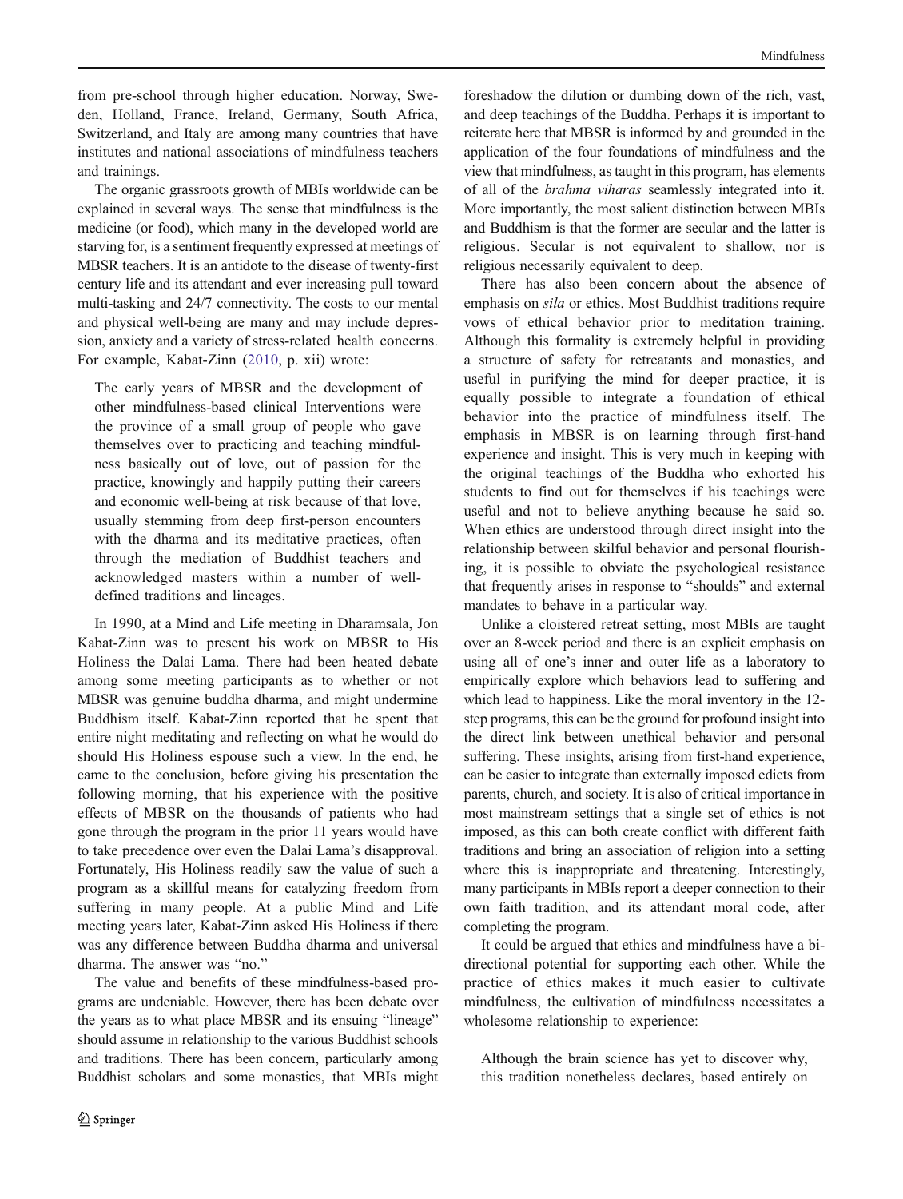from pre-school through higher education. Norway, Sweden, Holland, France, Ireland, Germany, South Africa, Switzerland, and Italy are among many countries that have institutes and national associations of mindfulness teachers and trainings.

The organic grassroots growth of MBIs worldwide can be explained in several ways. The sense that mindfulness is the medicine (or food), which many in the developed world are starving for, is a sentiment frequently expressed at meetings of MBSR teachers. It is an antidote to the disease of twenty-first century life and its attendant and ever increasing pull toward multi-tasking and 24/7 connectivity. The costs to our mental and physical well-being are many and may include depression, anxiety and a variety of stress-related health concerns. For example, Kabat-Zinn (2010, p. xii) wrote:

> The early years of MBSR and the development of other mindfulness-based clinical Interventions were the province of a small group of people who gave themselves over to practicing and teaching mindfulness basically out of love, out of passion for the practice, knowingly and happily putting their careers and economic well-being at risk because of that love, usually stemming from deep first-person encounters with the dharma and its meditative practices, often through the mediation of Buddhist teachers and acknowledged masters within a number of well-defined traditions and lineages.

In 1990, at a Mind and Life meeting in Dharamsala, Jon Kabat-Zinn was to present his work on MBSR to His Holiness the Dalai Lama. There had been heated debate among some meeting participants as to whether or not MBSR was genuine buddha dharma, and might undermine Buddhism itself. Kabat-Zinn reported that he spent that entire night meditating and reflecting on what he would do should His Holiness espouse such a view. In the end, he came to the conclusion, before giving his presentation the following morning, that his experience with the positive effects of MBSR on the thousands of patients who had gone through the program in the prior 11 years would have to take precedence over even the Dalai Lama's disapproval. Fortunately, His Holiness readily saw the value of such a program as a skillful means for catalyzing freedom from suffering in many people. At a public Mind and Life meeting years later, Kabat-Zinn asked His Holiness if there was any difference between Buddha dharma and universal dharma. The answer was "no."

The value and benefits of these mindfulness-based programs are undeniable. However, there has been debate over the years as to what place MBSR and its ensuing "lineage" should assume in relationship to the various Buddhist schools and traditions. There has been concern, particularly among Buddhist scholars and some monastics, that MBIs might foreshadow the dilution or dumbing down of the rich, vast, and deep teachings of the Buddha. Perhaps it is important to reiterate here that MBSR is informed by and grounded in the application of the four foundations of mindfulness and the view that mindfulness, as taught in this program, has elements of all of the *brahma viharas* seamlessly integrated into it. More importantly, the most salient distinction between MBIs and Buddhism is that the former are secular and the latter is religious. Secular is not equivalent to shallow, nor is religious necessarily equivalent to deep.

There has also been concern about the absence of emphasis on *sila* or ethics. Most Buddhist traditions require vows of ethical behavior prior to meditation training. Although this formality is extremely helpful in providing a structure of safety for retreatants and monastics, and useful in purifying the mind for deeper practice, it is equally possible to integrate a foundation of ethical behavior into the practice of mindfulness itself. The emphasis in MBSR is on learning through first-hand experience and insight. This is very much in keeping with the original teachings of the Buddha who exhorted his students to find out for themselves if his teachings were useful and not to believe anything because he said so. When ethics are understood through direct insight into the relationship between skilful behavior and personal flourishing, it is possible to obviate the psychological resistance that frequently arises in response to "shoulds" and external mandates to behave in a particular way.

Unlike a cloistered retreat setting, most MBIs are taught over an 8-week period and there is an explicit emphasis on using all of one's inner and outer life as a laboratory to empirically explore which behaviors lead to suffering and which lead to happiness. Like the moral inventory in the 12-step programs, this can be the ground for profound insight into the direct link between unethical behavior and personal suffering. These insights, arising from first-hand experience, can be easier to integrate than externally imposed edicts from parents, church, and society. It is also of critical importance in most mainstream settings that a single set of ethics is not imposed, as this can both create conflict with different faith traditions and bring an association of religion into a setting where this is inappropriate and threatening. Interestingly, many participants in MBIs report a deeper connection to their own faith tradition, and its attendant moral code, after completing the program.

It could be argued that ethics and mindfulness have a bi-directional potential for supporting each other. While the practice of ethics makes it much easier to cultivate mindfulness, the cultivation of mindfulness necessitates a wholesome relationship to experience:

> Although the brain science has yet to discover why, this tradition nonetheless declares, based entirely on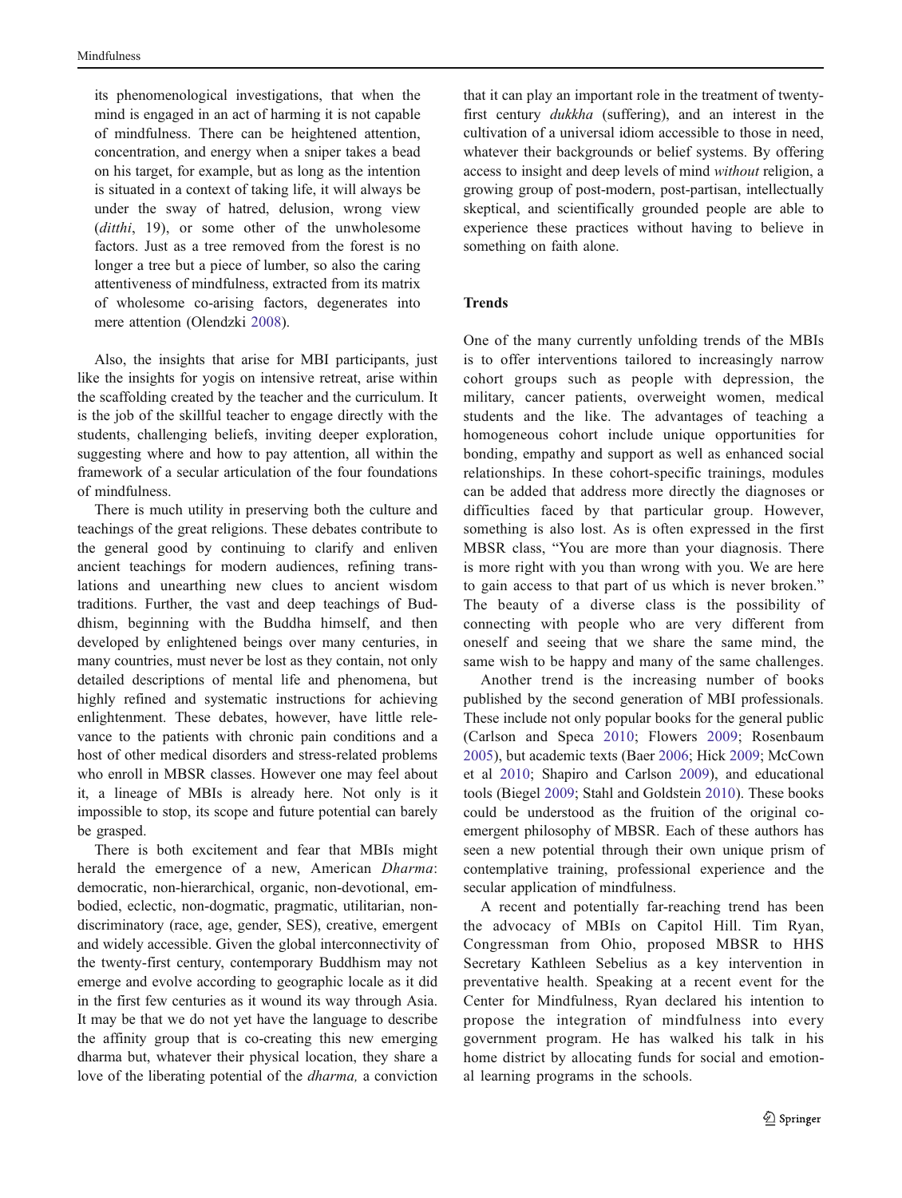its phenomenological investigations, that when the mind is engaged in an act of harming it is not capable of mindfulness. There can be heightened attention, concentration, and energy when a sniper takes a bead on his target, for example, but as long as the intention is situated in a context of taking life, it will always be under the sway of hatred, delusion, wrong view (*ditthi*, 19), or some other of the unwholesome factors. Just as a tree removed from the forest is no longer a tree but a piece of lumber, so also the caring attentiveness of mindfulness, extracted from its matrix of wholesome co-arising factors, degenerates into mere attention (Olendzki 2008).

Also, the insights that arise for MBI participants, just like the insights for yogis on intensive retreat, arise within the scaffolding created by the teacher and the curriculum. It is the job of the skillful teacher to engage directly with the students, challenging beliefs, inviting deeper exploration, suggesting where and how to pay attention, all within the framework of a secular articulation of the four foundations of mindfulness.

There is much utility in preserving both the culture and teachings of the great religions. These debates contribute to the general good by continuing to clarify and enliven ancient teachings for modern audiences, refining translations and unearthing new clues to ancient wisdom traditions. Further, the vast and deep teachings of Buddhism, beginning with the Buddha himself, and then developed by enlightened beings over many centuries, in many countries, must never be lost as they contain, not only detailed descriptions of mental life and phenomena, but highly refined and systematic instructions for achieving enlightenment. These debates, however, have little relevance to the patients with chronic pain conditions and a host of other medical disorders and stress-related problems who enroll in MBSR classes. However one may feel about it, a lineage of MBIs is already here. Not only is it impossible to stop, its scope and future potential can barely be grasped.

There is both excitement and fear that MBIs might herald the emergence of a new, American *Dharma*: democratic, non-hierarchical, organic, non-devotional, embodied, eclectic, non-dogmatic, pragmatic, utilitarian, non-discriminatory (race, age, gender, SES), creative, emergent and widely accessible. Given the global interconnectivity of the twenty-first century, contemporary Buddhism may not emerge and evolve according to geographic locale as it did in the first few centuries as it wound its way through Asia. It may be that we do not yet have the language to describe the affinity group that is co-creating this new emerging dharma but, whatever their physical location, they share a love of the liberating potential of the *dharma,* a conviction that it can play an important role in the treatment of twenty-first century *dukkha* (suffering), and an interest in the cultivation of a universal idiom accessible to those in need, whatever their backgrounds or belief systems. By offering access to insight and deep levels of mind *without* religion, a growing group of post-modern, post-partisan, intellectually skeptical, and scientifically grounded people are able to experience these practices without having to believe in something on faith alone.

## Trends

One of the many currently unfolding trends of the MBIs is to offer interventions tailored to increasingly narrow cohort groups such as people with depression, the military, cancer patients, overweight women, medical students and the like. The advantages of teaching a homogeneous cohort include unique opportunities for bonding, empathy and support as well as enhanced social relationships. In these cohort-specific trainings, modules can be added that address more directly the diagnoses or difficulties faced by that particular group. However, something is also lost. As is often expressed in the first MBSR class, "You are more than your diagnosis. There is more right with you than wrong with you. We are here to gain access to that part of us which is never broken." The beauty of a diverse class is the possibility of connecting with people who are very different from oneself and seeing that we share the same mind, the same wish to be happy and many of the same challenges.

Another trend is the increasing number of books published by the second generation of MBI professionals. These include not only popular books for the general public (Carlson and Speca 2010; Flowers 2009; Rosenbaum 2005), but academic texts (Baer 2006; Hick 2009; McCown et al 2010; Shapiro and Carlson 2009), and educational tools (Biegel 2009; Stahl and Goldstein 2010). These books could be understood as the fruition of the original co-emergent philosophy of MBSR. Each of these authors has seen a new potential through their own unique prism of contemplative training, professional experience and the secular application of mindfulness.

A recent and potentially far-reaching trend has been the advocacy of MBIs on Capitol Hill. Tim Ryan, Congressman from Ohio, proposed MBSR to HHS Secretary Kathleen Sebelius as a key intervention in preventative health. Speaking at a recent event for the Center for Mindfulness, Ryan declared his intention to propose the integration of mindfulness into every government program. He has walked his talk in his home district by allocating funds for social and emotional learning programs in the schools.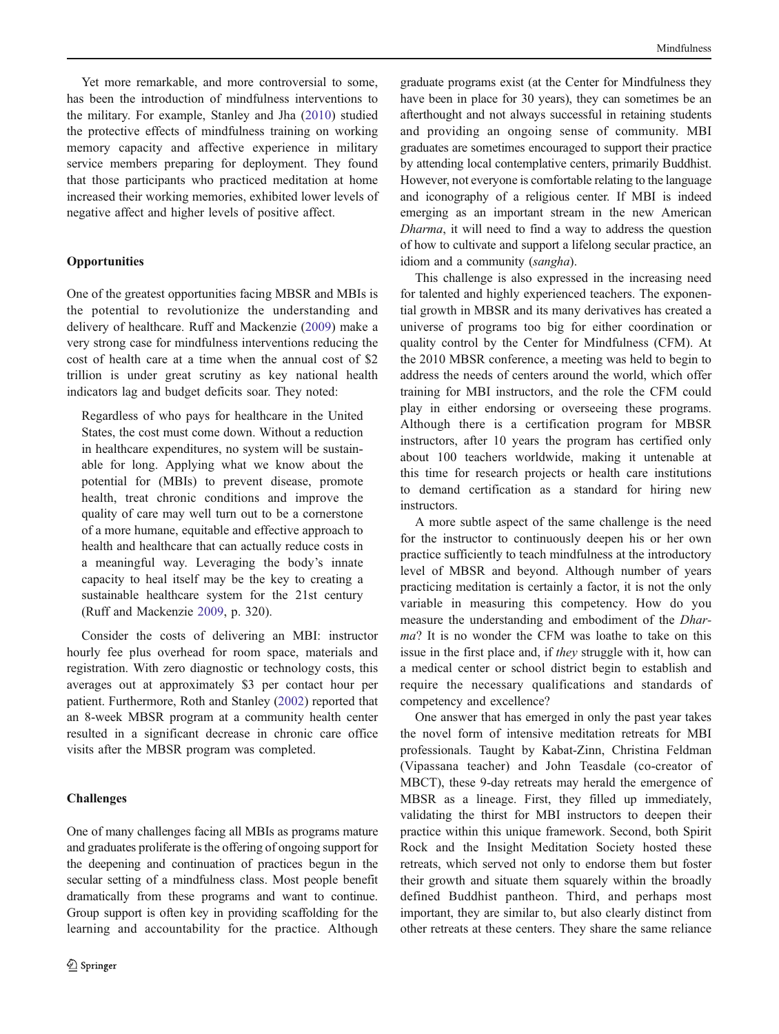Yet more remarkable, and more controversial to some, has been the introduction of mindfulness interventions to the military. For example, Stanley and Jha (2010) studied the protective effects of mindfulness training on working memory capacity and affective experience in military service members preparing for deployment. They found that those participants who practiced meditation at home increased their working memories, exhibited lower levels of negative affect and higher levels of positive affect.

### Opportunities

One of the greatest opportunities facing MBSR and MBIs is the potential to revolutionize the understanding and delivery of healthcare. Ruff and Mackenzie (2009) make a very strong case for mindfulness interventions reducing the cost of health care at a time when the annual cost of $2 trillion is under great scrutiny as key national health indicators lag and budget deficits soar. They noted:

> Regardless of who pays for healthcare in the United States, the cost must come down. Without a reduction in healthcare expenditures, no system will be sustainable for long. Applying what we know about the potential for (MBIs) to prevent disease, promote health, treat chronic conditions and improve the quality of care may well turn out to be a cornerstone of a more humane, equitable and effective approach to health and healthcare that can actually reduce costs in a meaningful way. Leveraging the body's innate capacity to heal itself may be the key to creating a sustainable healthcare system for the 21st century (Ruff and Mackenzie 2009, p. 320).

Consider the costs of delivering an MBI: instructor hourly fee plus overhead for room space, materials and registration. With zero diagnostic or technology costs, this averages out at approximately $3 per contact hour per patient. Furthermore, Roth and Stanley (2002) reported that an 8-week MBSR program at a community health center resulted in a significant decrease in chronic care office visits after the MBSR program was completed.

### Challenges

One of many challenges facing all MBIs as programs mature and graduates proliferate is the offering of ongoing support for the deepening and continuation of practices begun in the secular setting of a mindfulness class. Most people benefit dramatically from these programs and want to continue. Group support is often key in providing scaffolding for the learning and accountability for the practice. Although graduate programs exist (at the Center for Mindfulness they have been in place for 30 years), they can sometimes be an afterthought and not always successful in retaining students and providing an ongoing sense of community. MBI graduates are sometimes encouraged to support their practice by attending local contemplative centers, primarily Buddhist. However, not everyone is comfortable relating to the language and iconography of a religious center. If MBI is indeed emerging as an important stream in the new American *Dharma*, it will need to find a way to address the question of how to cultivate and support a lifelong secular practice, an idiom and a community (*sangha*).

This challenge is also expressed in the increasing need for talented and highly experienced teachers. The exponential growth in MBSR and its many derivatives has created a universe of programs too big for either coordination or quality control by the Center for Mindfulness (CFM). At the 2010 MBSR conference, a meeting was held to begin to address the needs of centers around the world, which offer training for MBI instructors, and the role the CFM could play in either endorsing or overseeing these programs. Although there is a certification program for MBSR instructors, after 10 years the program has certified only about 100 teachers worldwide, making it untenable at this time for research projects or health care institutions to demand certification as a standard for hiring new instructors.

A more subtle aspect of the same challenge is the need for the instructor to continuously deepen his or her own practice sufficiently to teach mindfulness at the introductory level of MBSR and beyond. Although number of years practicing meditation is certainly a factor, it is not the only variable in measuring this competency. How do you measure the understanding and embodiment of the *Dharma*? It is no wonder the CFM was loathe to take on this issue in the first place and, if *they* struggle with it, how can a medical center or school district begin to establish and require the necessary qualifications and standards of competency and excellence?

One answer that has emerged in only the past year takes the novel form of intensive meditation retreats for MBI professionals. Taught by Kabat-Zinn, Christina Feldman (Vipassana teacher) and John Teasdale (co-creator of MBCT), these 9-day retreats may herald the emergence of MBSR as a lineage. First, they filled up immediately, validating the thirst for MBI instructors to deepen their practice within this unique framework. Second, both Spirit Rock and the Insight Meditation Society hosted these retreats, which served not only to endorse them but foster their growth and situate them squarely within the broadly defined Buddhist pantheon. Third, and perhaps most important, they are similar to, but also clearly distinct from other retreats at these centers. They share the same reliance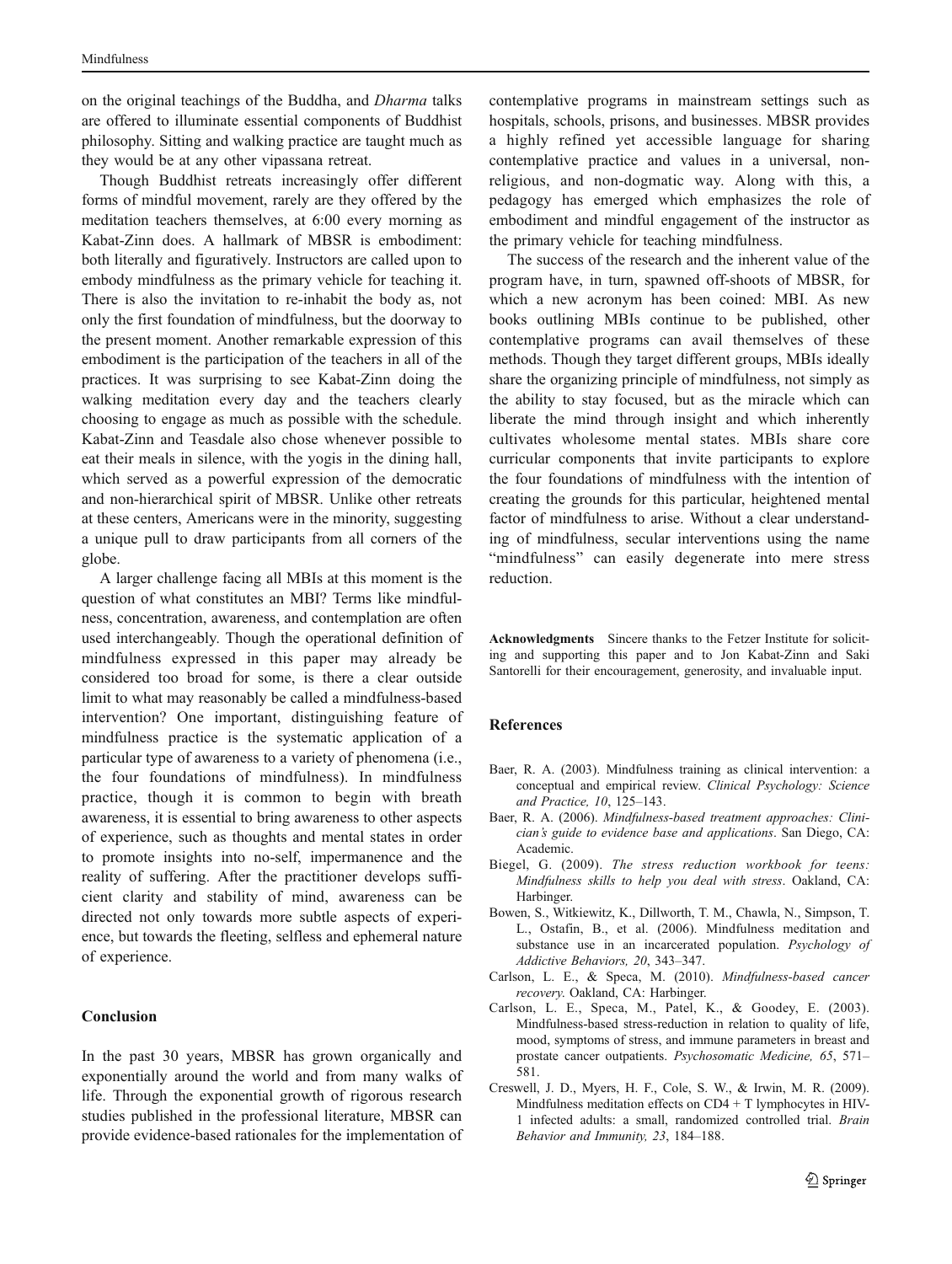on the original teachings of the Buddha, and *Dharma* talks are offered to illuminate essential components of Buddhist philosophy. Sitting and walking practice are taught much as they would be at any other vipassana retreat.

Though Buddhist retreats increasingly offer different forms of mindful movement, rarely are they offered by the meditation teachers themselves, at 6:00 every morning as Kabat-Zinn does. A hallmark of MBSR is embodiment: both literally and figuratively. Instructors are called upon to embody mindfulness as the primary vehicle for teaching it. There is also the invitation to re-inhabit the body as, not only the first foundation of mindfulness, but the doorway to the present moment. Another remarkable expression of this embodiment is the participation of the teachers in all of the practices. It was surprising to see Kabat-Zinn doing the walking meditation every day and the teachers clearly choosing to engage as much as possible with the schedule. Kabat-Zinn and Teasdale also chose whenever possible to eat their meals in silence, with the yogis in the dining hall, which served as a powerful expression of the democratic and non-hierarchical spirit of MBSR. Unlike other retreats at these centers, Americans were in the minority, suggesting a unique pull to draw participants from all corners of the globe.

A larger challenge facing all MBIs at this moment is the question of what constitutes an MBI? Terms like mindfulness, concentration, awareness, and contemplation are often used interchangeably. Though the operational definition of mindfulness expressed in this paper may already be considered too broad for some, is there a clear outside limit to what may reasonably be called a mindfulness-based intervention? One important, distinguishing feature of mindfulness practice is the systematic application of a particular type of awareness to a variety of phenomena (i.e., the four foundations of mindfulness). In mindfulness practice, though it is common to begin with breath awareness, it is essential to bring awareness to other aspects of experience, such as thoughts and mental states in order to promote insights into no-self, impermanence and the reality of suffering. After the practitioner develops sufficient clarity and stability of mind, awareness can be directed not only towards more subtle aspects of experience, but towards the fleeting, selfless and ephemeral nature of experience.

## Conclusion

In the past 30 years, MBSR has grown organically and exponentially around the world and from many walks of life. Through the exponential growth of rigorous research studies published in the professional literature, MBSR can provide evidence-based rationales for the implementation of contemplative programs in mainstream settings such as hospitals, schools, prisons, and businesses. MBSR provides a highly refined yet accessible language for sharing contemplative practice and values in a universal, non-religious, and non-dogmatic way. Along with this, a pedagogy has emerged which emphasizes the role of embodiment and mindful engagement of the instructor as the primary vehicle for teaching mindfulness.

The success of the research and the inherent value of the program have, in turn, spawned off-shoots of MBSR, for which a new acronym has been coined: MBI. As new books outlining MBIs continue to be published, other contemplative programs can avail themselves of these methods. Though they target different groups, MBIs ideally share the organizing principle of mindfulness, not simply as the ability to stay focused, but as the miracle which can liberate the mind through insight and which inherently cultivates wholesome mental states. MBIs share core curricular components that invite participants to explore the four foundations of mindfulness with the intention of creating the grounds for this particular, heightened mental factor of mindfulness to arise. Without a clear understanding of mindfulness, secular interventions using the name "mindfulness" can easily degenerate into mere stress reduction.

**Acknowledgments** Sincere thanks to the Fetzer Institute for soliciting and supporting this paper and to Jon Kabat-Zinn and Saki Santorelli for their encouragement, generosity, and invaluable input.

## References

Baer, R. A. (2003). Mindfulness training as clinical intervention: a conceptual and empirical review. *Clinical Psychology: Science and Practice, 10*, 125–143.

Baer, R. A. (2006). *Mindfulness-based treatment approaches: Clinician's guide to evidence base and applications*. San Diego, CA: Academic.

Biegel, G. (2009). *The stress reduction workbook for teens: Mindfulness skills to help you deal with stress*. Oakland, CA: Harbinger.

Bowen, S., Witkiewitz, K., Dillworth, T. M., Chawla, N., Simpson, T. L., Ostafin, B., et al. (2006). Mindfulness meditation and substance use in an incarcerated population. *Psychology of Addictive Behaviors, 20*, 343–347.

Carlson, L. E., & Speca, M. (2010). *Mindfulness-based cancer recovery*. Oakland, CA: Harbinger.

Carlson, L. E., Speca, M., Patel, K., & Goodey, E. (2003). Mindfulness-based stress-reduction in relation to quality of life, mood, symptoms of stress, and immune parameters in breast and prostate cancer outpatients. *Psychosomatic Medicine, 65*, 571–581.

Creswell, J. D., Myers, H. F., Cole, S. W., & Irwin, M. R. (2009). Mindfulness meditation effects on CD4 + T lymphocytes in HIV-1 infected adults: a small, randomized controlled trial. *Brain Behavior and Immunity, 23*, 184–188.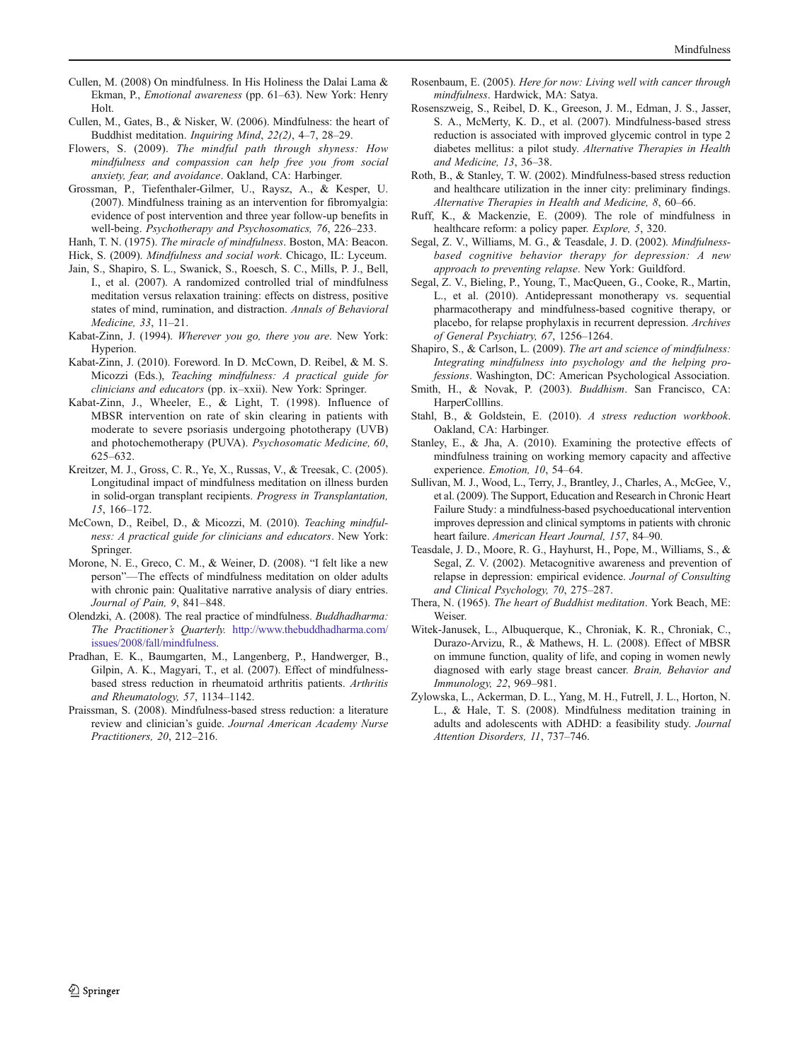Cullen, M. (2008) On mindfulness. In His Holiness the Dalai Lama & Ekman, P., *Emotional awareness* (pp. 61–63). New York: Henry Holt.

Cullen, M., Gates, B., & Nisker, W. (2006). Mindfulness: the heart of Buddhist meditation. *Inquiring Mind, 22(2)*, 4–7, 28–29.

Flowers, S. (2009). *The mindful path through shyness: How mindfulness and compassion can help free you from social anxiety, fear, and avoidance*. Oakland, CA: Harbinger.

Grossman, P., Tiefenthaler-Gilmer, U., Raysz, A., & Kesper, U. (2007). Mindfulness training as an intervention for fibromyalgia: evidence of post intervention and three year follow-up benefits in well-being. *Psychotherapy and Psychosomatics, 76*, 226–233.

Hanh, T. N. (1975). *The miracle of mindfulness*. Boston, MA: Beacon.

Hick, S. (2009). *Mindfulness and social work*. Chicago, IL: Lyceum.

Jain, S., Shapiro, S. L., Swanick, S., Roesch, S. C., Mills, P. J., Bell, I., et al. (2007). A randomized controlled trial of mindfulness meditation versus relaxation training: effects on distress, positive states of mind, rumination, and distraction. *Annals of Behavioral Medicine, 33*, 11–21.

Kabat-Zinn, J. (1994). *Wherever you go, there you are*. New York: Hyperion.

Kabat-Zinn, J. (2010). Foreword. In D. McCown, D. Reibel, & M. S. Micozzi (Eds.), *Teaching mindfulness: A practical guide for clinicians and educators* (pp. ix–xxii). New York: Springer.

Kabat-Zinn, J., Wheeler, E., & Light, T. (1998). Influence of MBSR intervention on rate of skin clearing in patients with moderate to severe psoriasis undergoing phototherapy (UVB) and photochemotherapy (PUVA). *Psychosomatic Medicine, 60*, 625–632.

Kreitzer, M. J., Gross, C. R., Ye, X., Russas, V., & Treesak, C. (2005). Longitudinal impact of mindfulness meditation on illness burden in solid-organ transplant recipients. *Progress in Transplantation, 15*, 166–172.

McCown, D., Reibel, D., & Micozzi, M. (2010). *Teaching mindfulness: A practical guide for clinicians and educators*. New York: Springer.

Morone, N. E., Greco, C. M., & Weiner, D. (2008). "I felt like a new person"—The effects of mindfulness meditation on older adults with chronic pain: Qualitative narrative analysis of diary entries. *Journal of Pain, 9*, 841–848.

Olendzki, A. (2008). The real practice of mindfulness. *Buddhadharma: The Practitioner's Quarterly.* http://www.thebuddhadharma.com/issues/2008/fall/mindfulness.

Pradhan, E. K., Baumgarten, M., Langenberg, P., Handwerger, B., Gilpin, A. K., Magyari, T., et al. (2007). Effect of mindfulness-based stress reduction in rheumatoid arthritis patients. *Arthritis and Rheumatology, 57*, 1134–1142.

Praissman, S. (2008). Mindfulness-based stress reduction: a literature review and clinician's guide. *Journal American Academy Nurse Practitioners, 20*, 212–216.

Rosenbaum, E. (2005). *Here for now: Living well with cancer through mindfulness*. Hardwick, MA: Satya.

Rosenszweig, S., Reibel, D. K., Greeson, J. M., Edman, J. S., Jasser, S. A., McMerty, K. D., et al. (2007). Mindfulness-based stress reduction is associated with improved glycemic control in type 2 diabetes mellitus: a pilot study. *Alternative Therapies in Health and Medicine, 13*, 36–38.

Roth, B., & Stanley, T. W. (2002). Mindfulness-based stress reduction and healthcare utilization in the inner city: preliminary findings. *Alternative Therapies in Health and Medicine, 8*, 60–66.

Ruff, K., & Mackenzie, E. (2009). The role of mindfulness in healthcare reform: a policy paper. *Explore, 5*, 320.

Segal, Z. V., Williams, M. G., & Teasdale, J. D. (2002). *Mindfulness-based cognitive behavior therapy for depression: A new approach to preventing relapse*. New York: Guildford.

Segal, Z. V., Bieling, P., Young, T., MacQueen, G., Cooke, R., Martin, L., et al. (2010). Antidepressant monotherapy vs. sequential pharmacotherapy and mindfulness-based cognitive therapy, or placebo, for relapse prophylaxis in recurrent depression. *Archives of General Psychiatry, 67*, 1256–1264.

Shapiro, S., & Carlson, L. (2009). *The art and science of mindfulness: Integrating mindfulness into psychology and the helping professions*. Washington, DC: American Psychological Association.

Smith, H., & Novak, P. (2003). *Buddhism*. San Francisco, CA: HarperColllins.

Stahl, B., & Goldstein, E. (2010). *A stress reduction workbook*. Oakland, CA: Harbinger.

Stanley, E., & Jha, A. (2010). Examining the protective effects of mindfulness training on working memory capacity and affective experience. *Emotion, 10*, 54–64.

Sullivan, M. J., Wood, L., Terry, J., Brantley, J., Charles, A., McGee, V., et al. (2009). The Support, Education and Research in Chronic Heart Failure Study: a mindfulness-based psychoeducational intervention improves depression and clinical symptoms in patients with chronic heart failure. *American Heart Journal, 157*, 84–90.

Teasdale, J. D., Moore, R. G., Hayhurst, H., Pope, M., Williams, S., & Segal, Z. V. (2002). Metacognitive awareness and prevention of relapse in depression: empirical evidence. *Journal of Consulting and Clinical Psychology, 70*, 275–287.

Thera, N. (1965). *The heart of Buddhist meditation*. York Beach, ME: Weiser.

Witek-Janusek, L., Albuquerque, K., Chroniak, K. R., Chroniak, C., Durazo-Arvizu, R., & Mathews, H. L. (2008). Effect of MBSR on immune function, quality of life, and coping in women newly diagnosed with early stage breast cancer. *Brain, Behavior and Immunology, 22*, 969–981.

Zylowska, L., Ackerman, D. L., Yang, M. H., Futrell, J. L., Horton, N. L., & Hale, T. S. (2008). Mindfulness meditation training in adults and adolescents with ADHD: a feasibility study. *Journal Attention Disorders, 11*, 737–746.